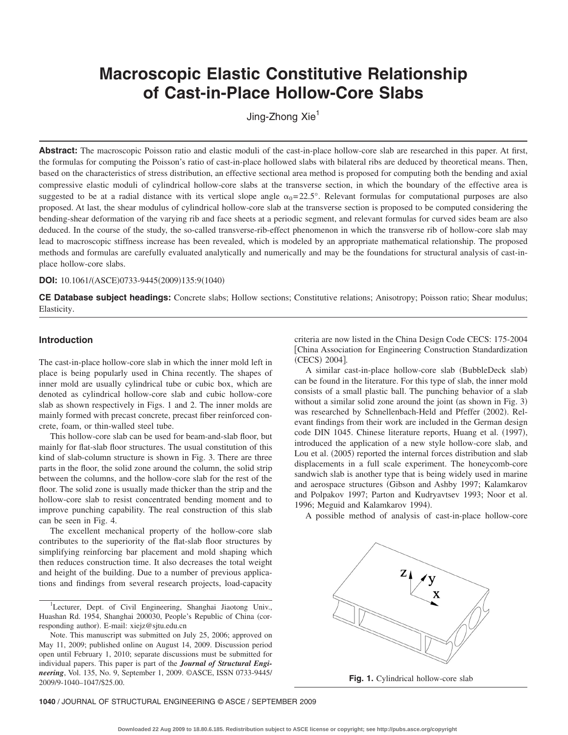# Macroscopic Elastic Constitutive Relationship of Cast-in-Place Hollow-Core Slabs

Jing-Zhong Xie[1]

**Abstract:** The macroscopic Poisson ratio and elastic moduli of the cast-in-place hollow-core slab are researched in this paper. At first, the formulas for computing the Poisson's ratio of cast-in-place hollowed slabs with bilateral ribs are deduced by theoretical means. Then, based on the characteristics of stress distribution, an effective sectional area method is proposed for computing both the bending and axial compressive elastic moduli of cylindrical hollow-core slabs at the transverse section, in which the boundary of the effective area is suggested to be at a radial distance with its vertical slope angle $\alpha_0=22.5°$. Relevant formulas for computational purposes are also proposed. At last, the shear modulus of cylindrical hollow-core slab at the transverse section is proposed to be computed considering the bending-shear deformation of the varying rib and face sheets at a periodic segment, and relevant formulas for curved sides beam are also deduced. In the course of the study, the so-called transverse-rib-effect phenomenon in which the transverse rib of hollow-core slab may lead to macroscopic stiffness increase has been revealed, which is modeled by an appropriate mathematical relationship. The proposed methods and formulas are carefully evaluated analytically and numerically and may be the foundations for structural analysis of cast-in-place hollow-core slabs.

**DOI:** 10.1061/(ASCE)0733-9445(2009)135:9(1040)

**CE Database subject headings:** Concrete slabs; Hollow sections; Constitutive relations; Anisotropy; Poisson ratio; Shear modulus; Elasticity.

## Introduction

The cast-in-place hollow-core slab in which the inner mold left in place is being popularly used in China recently. The shapes of inner mold are usually cylindrical tube or cubic box, which are denoted as cylindrical hollow-core slab and cubic hollow-core slab as shown respectively in Figs. 1 and 2. The inner molds are mainly formed with precast concrete, precast fiber reinforced concrete, foam, or thin-walled steel tube.

This hollow-core slab can be used for beam-and-slab floor, but mainly for flat-slab floor structures. The usual constitution of this kind of slab-column structure is shown in Fig. 3. There are three parts in the floor, the solid zone around the column, the solid strip between the columns, and the hollow-core slab for the rest of the floor. The solid zone is usually made thicker than the strip and the hollow-core slab to resist concentrated bending moment and to improve punching capability. The real construction of this slab can be seen in Fig. 4.

The excellent mechanical property of the hollow-core slab contributes to the superiority of the flat-slab floor structures by simplifying reinforcing bar placement and mold shaping which then reduces construction time. It also decreases the total weight and height of the building. Due to a number of previous applications and findings from several research projects, load-capacity criteria are now listed in the China Design Code CECS: 175-2004 [China Association for Engineering Construction Standardization (CECS) 2004].

A similar cast-in-place hollow-core slab (BubbleDeck slab) can be found in the literature. For this type of slab, the inner mold consists of a small plastic ball. The punching behavior of a slab without a similar solid zone around the joint (as shown in Fig. 3) was researched by Schnellenbach-Held and Pfeffer (2002). Relevant findings from their work are included in the German design code DIN 1045. Chinese literature reports, Huang et al. (1997), introduced the application of a new style hollow-core slab, and Lou et al. (2005) reported the internal forces distribution and slab displacements in a full scale experiment. The honeycomb-core sandwich slab is another type that is being widely used in marine and aerospace structures (Gibson and Ashby 1997; Kalamkarov and Polpakov 1997; Parton and Kudryavtsev 1993; Noor et al. 1996; Meguid and Kalamkarov 1994).

A possible method of analysis of cast-in-place hollow-core

**Fig. 1.** Cylindrical hollow-core slab

[1]Lecturer, Dept. of Civil Engineering, Shanghai Jiaotong Univ., Huashan Rd. 1954, Shanghai 200030, People's Republic of China (corresponding author). E-mail: xiejz@sjtu.edu.cn

Note. This manuscript was submitted on July 25, 2006; approved on May 11, 2009; published online on August 14, 2009. Discussion period open until February 1, 2010; separate discussions must be submitted for individual papers. This paper is part of the ***Journal of Structural Engineering***, Vol. 135, No. 9, September 1, 2009. ©ASCE, ISSN 0733-9445/2009/9-1040–1047/$25.00.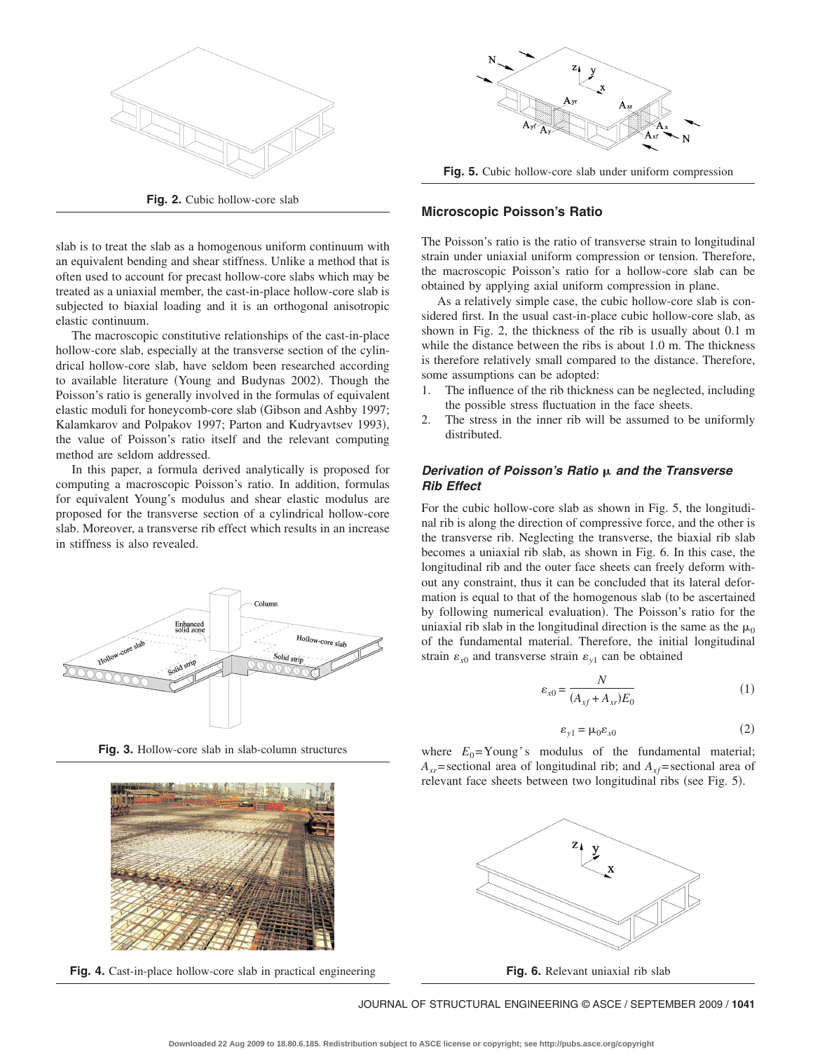Fig. 2. Cubic hollow-core slab

slab is to treat the slab as a homogenous uniform continuum with an equivalent bending and shear stiffness. Unlike a method that is often used to account for precast hollow-core slabs which may be treated as a uniaxial member, the cast-in-place hollow-core slab is subjected to biaxial loading and it is an orthogonal anisotropic elastic continuum.

The macroscopic constitutive relationships of the cast-in-place hollow-core slab, especially at the transverse section of the cylindrical hollow-core slab, have seldom been researched according to available literature (Young and Budynas 2002). Though the Poisson's ratio is generally involved in the formulas of equivalent elastic moduli for honeycomb-core slab (Gibson and Ashby 1997; Kalamkarov and Polpakov 1997; Parton and Kudryavtsev 1993), the value of Poisson's ratio itself and the relevant computing method are seldom addressed.

In this paper, a formula derived analytically is proposed for computing a macroscopic Poisson's ratio. In addition, formulas for equivalent Young's modulus and shear elastic modulus are proposed for the transverse section of a cylindrical hollow-core slab. Moreover, a transverse rib effect which results in an increase in stiffness is also revealed.

Fig. 3. Hollow-core slab in slab-column structures

Fig. 4. Cast-in-place hollow-core slab in practical engineering

Fig. 5. Cubic hollow-core slab under uniform compression

## Microscopic Poisson's Ratio

The Poisson's ratio is the ratio of transverse strain to longitudinal strain under uniaxial uniform compression or tension. Therefore, the macroscopic Poisson's ratio for a hollow-core slab can be obtained by applying axial uniform compression in plane.

As a relatively simple case, the cubic hollow-core slab is considered first. In the usual cast-in-place cubic hollow-core slab, as shown in Fig. 2, the thickness of the rib is usually about 0.1 m while the distance between the ribs is about 1.0 m. The thickness is therefore relatively small compared to the distance. Therefore, some assumptions can be adopted:

1. The influence of the rib thickness can be neglected, including the possible stress fluctuation in the face sheets.
2. The stress in the inner rib will be assumed to be uniformly distributed.

### *Derivation of Poisson's Ratio $\mu$ and the Transverse Rib Effect*

For the cubic hollow-core slab as shown in Fig. 5, the longitudinal rib is along the direction of compressive force, and the other is the transverse rib. Neglecting the transverse, the biaxial rib slab becomes a uniaxial rib slab, as shown in Fig. 6. In this case, the longitudinal rib and the outer face sheets can freely deform without any constraint, thus it can be concluded that its lateral deformation is equal to that of the homogenous slab (to be ascertained by following numerical evaluation). The Poisson's ratio for the uniaxial rib slab in the longitudinal direction is the same as the $\mu_0$ of the fundamental material. Therefore, the initial longitudinal strain $\varepsilon_{x0}$ and transverse strain $\varepsilon_{y1}$ can be obtained

$$\varepsilon_{x0} = \frac{N}{(A_{xf} + A_{xr})E_0} \tag{1}$$

$$\varepsilon_{y1} = \mu_0 \varepsilon_{x0} \tag{2}$$

where $E_0$=Young's modulus of the fundamental material; $A_{xr}$=sectional area of longitudinal rib; and $A_{xf}$=sectional area of relevant face sheets between two longitudinal ribs (see Fig. 5).

Fig. 6. Relevant uniaxial rib slab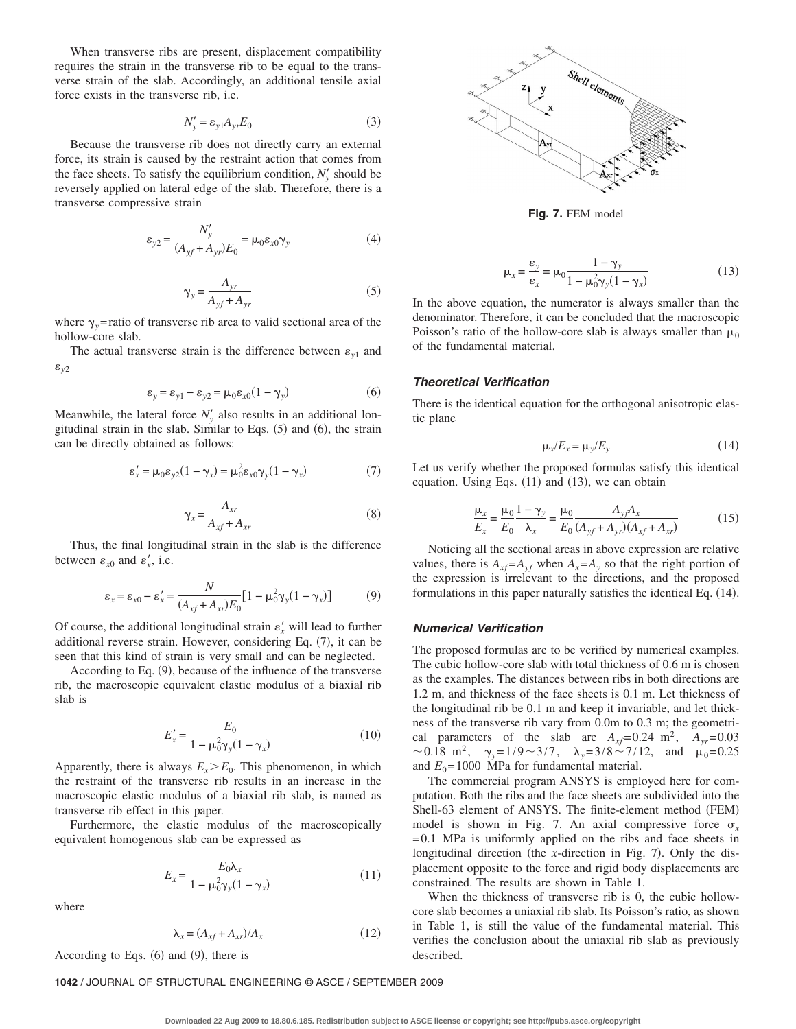When transverse ribs are present, displacement compatibility requires the strain in the transverse rib to be equal to the transverse strain of the slab. Accordingly, an additional tensile axial force exists in the transverse rib, i.e.

$$N'_y = \varepsilon_{y1} A_{yr} E_0 \tag{3}$$

Because the transverse rib does not directly carry an external force, its strain is caused by the restraint action that comes from the face sheets. To satisfy the equilibrium condition, $N'_y$ should be reversely applied on lateral edge of the slab. Therefore, there is a transverse compressive strain

$$\varepsilon_{y2} = \frac{N'_y}{(A_{yf} + A_{yr})E_0} = \mu_0 \varepsilon_{x0} \gamma_y \tag{4}$$

$$\gamma_y = \frac{A_{yr}}{A_{yf} + A_{yr}} \tag{5}$$

where $\gamma_y$=ratio of transverse rib area to valid sectional area of the hollow-core slab.

The actual transverse strain is the difference between $\varepsilon_{y1}$ and $\varepsilon_{y2}$

$$\varepsilon_y = \varepsilon_{y1} - \varepsilon_{y2} = \mu_0 \varepsilon_{x0}(1 - \gamma_y) \tag{6}$$

Meanwhile, the lateral force $N'_y$ also results in an additional longitudinal strain in the slab. Similar to Eqs. (5) and (6), the strain can be directly obtained as follows:

$$\varepsilon'_x = \mu_0 \varepsilon_{y2}(1 - \gamma_x) = \mu_0^2 \varepsilon_{x0} \gamma_y (1 - \gamma_x) \tag{7}$$

$$\gamma_x = \frac{A_{xr}}{A_{xf} + A_{xr}} \tag{8}$$

Thus, the final longitudinal strain in the slab is the difference between $\varepsilon_{x0}$ and $\varepsilon'_x$, i.e.

$$\varepsilon_x = \varepsilon_{x0} - \varepsilon'_x = \frac{N}{(A_{xf} + A_{xr})E_0}[1 - \mu_0^2 \gamma_y (1 - \gamma_x)] \tag{9}$$

Of course, the additional longitudinal strain $\varepsilon'_x$ will lead to further additional reverse strain. However, considering Eq. (7), it can be seen that this kind of strain is very small and can be neglected.

According to Eq. (9), because of the influence of the transverse rib, the macroscopic equivalent elastic modulus of a biaxial rib slab is

$$E'_x = \frac{E_0}{1 - \mu_0^2 \gamma_y (1 - \gamma_x)} \tag{10}$$

Apparently, there is always $E_x > E_0$. This phenomenon, in which the restraint of the transverse rib results in an increase in the macroscopic elastic modulus of a biaxial rib slab, is named as transverse rib effect in this paper.

Furthermore, the elastic modulus of the macroscopically equivalent homogenous slab can be expressed as

$$E_x = \frac{E_0 \lambda_x}{1 - \mu_0^2 \gamma_y (1 - \gamma_x)} \tag{11}$$

where

$$\lambda_x = (A_{xf} + A_{xr})/A_x \tag{12}$$

According to Eqs. (6) and (9), there is

$$\mu_x = \frac{\varepsilon_y}{\varepsilon_x} = \mu_0 \frac{1 - \gamma_y}{1 - \mu_0^2 \gamma_y (1 - \gamma_x)} \tag{13}$$

In the above equation, the numerator is always smaller than the denominator. Therefore, it can be concluded that the macroscopic Poisson's ratio of the hollow-core slab is always smaller than $\mu_0$ of the fundamental material.

Fig. 7. FEM model

### Theoretical Verification

There is the identical equation for the orthogonal anisotropic elastic plane

$$\mu_x/E_x = \mu_y/E_y \tag{14}$$

Let us verify whether the proposed formulas satisfy this identical equation. Using Eqs. (11) and (13), we can obtain

$$\frac{\mu_x}{E_x} = \frac{\mu_0}{E_0} \frac{1 - \gamma_y}{\lambda_x} = \frac{\mu_0}{E_0} \frac{A_{yf} A_x}{(A_{yf} + A_{yr})(A_{xf} + A_{xr})} \tag{15}$$

Noticing all the sectional areas in above expression are relative values, there is $A_{xf} = A_{yf}$ when $A_x = A_y$ so that the right portion of the expression is irrelevant to the directions, and the proposed formulations in this paper naturally satisfies the identical Eq. (14).

### Numerical Verification

The proposed formulas are to be verified by numerical examples. The cubic hollow-core slab with total thickness of 0.6 m is chosen as the examples. The distances between ribs in both directions are 1.2 m, and thickness of the face sheets is 0.1 m. Let thickness of the longitudinal rib be 0.1 m and keep it invariable, and let thickness of the transverse rib vary from 0.0m to 0.3 m; the geometrical parameters of the slab are $A_{xf}=0.24$ m$^2$, $A_{yr}=0.03 \sim 0.18$ m$^2$, $\gamma_y = 1/9 \sim 3/7$, $\lambda_y = 3/8 \sim 7/12$, and $\mu_0 = 0.25$ and $E_0 = 1000$ MPa for fundamental material.

The commercial program ANSYS is employed here for computation. Both the ribs and the face sheets are subdivided into the Shell-63 element of ANSYS. The finite-element method (FEM) model is shown in Fig. 7. An axial compressive force $\sigma_x = 0.1$ MPa is uniformly applied on the ribs and face sheets in longitudinal direction (the $x$-direction in Fig. 7). Only the displacement opposite to the force and rigid body displacements are constrained. The results are shown in Table 1.

When the thickness of transverse rib is 0, the cubic hollow-core slab becomes a uniaxial rib slab. Its Poisson's ratio, as shown in Table 1, is still the value of the fundamental material. This verifies the conclusion about the uniaxial rib slab as previously described.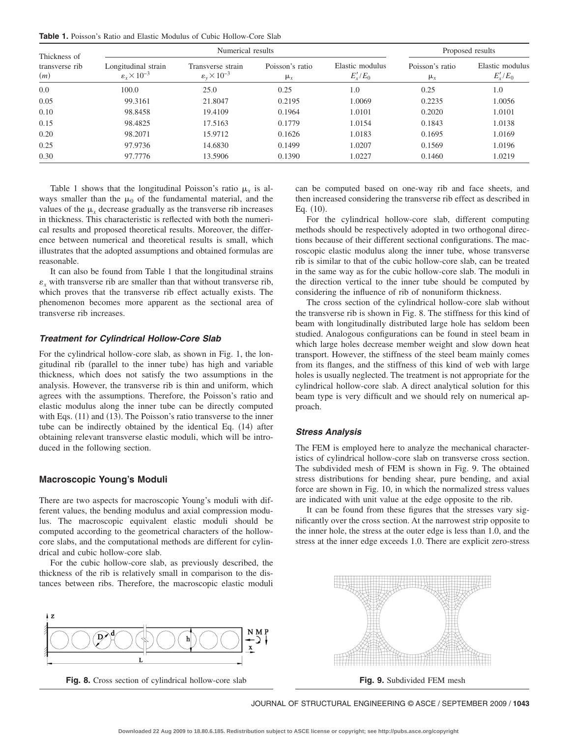**Table 1.** Poisson's Ratio and Elastic Modulus of Cubic Hollow-Core Slab

| Thickness of transverse rib $(m)$ | Numerical results | | | | Proposed results | |
|---|---|---|---|---|---|---|
| | Longitudinal strain $\varepsilon_x \times 10^{-3}$ | Transverse strain $\varepsilon_y \times 10^{-3}$ | Poisson's ratio $\mu_x$ | Elastic modulus $E'_x/E_0$ | Poisson's ratio $\mu_x$ | Elastic modulus $E'_x/E_0$ |
| 0.0 | 100.0 | 25.0 | 0.25 | 1.0 | 0.25 | 1.0 |
| 0.05 | 99.3161 | 21.8047 | 0.2195 | 1.0069 | 0.2235 | 1.0056 |
| 0.10 | 98.8458 | 19.4109 | 0.1964 | 1.0101 | 0.2020 | 1.0101 |
| 0.15 | 98.4825 | 17.5163 | 0.1779 | 1.0154 | 0.1843 | 1.0138 |
| 0.20 | 98.2071 | 15.9712 | 0.1626 | 1.0183 | 0.1695 | 1.0169 |
| 0.25 | 97.9736 | 14.6830 | 0.1499 | 1.0207 | 0.1569 | 1.0196 |
| 0.30 | 97.7776 | 13.5906 | 0.1390 | 1.0227 | 0.1460 | 1.0219 |

Table 1 shows that the longitudinal Poisson's ratio $\mu_x$ is always smaller than the $\mu_0$ of the fundamental material, and the values of the $\mu_x$ decrease gradually as the transverse rib increases in thickness. This characteristic is reflected with both the numerical results and proposed theoretical results. Moreover, the difference between numerical and theoretical results is small, which illustrates that the adopted assumptions and obtained formulas are reasonable.

It can also be found from Table 1 that the longitudinal strains $\varepsilon_x$ with transverse rib are smaller than that without transverse rib, which proves that the transverse rib effect actually exists. The phenomenon becomes more apparent as the sectional area of transverse rib increases.

### *Treatment for Cylindrical Hollow-Core Slab*

For the cylindrical hollow-core slab, as shown in Fig. 1, the longitudinal rib (parallel to the inner tube) has high and variable thickness, which does not satisfy the two assumptions in the analysis. However, the transverse rib is thin and uniform, which agrees with the assumptions. Therefore, the Poisson's ratio and elastic modulus along the inner tube can be directly computed with Eqs. (11) and (13). The Poisson's ratio transverse to the inner tube can be indirectly obtained by the identical Eq. (14) after obtaining relevant transverse elastic moduli, which will be introduced in the following section.

## Macroscopic Young's Moduli

There are two aspects for macroscopic Young's moduli with different values, the bending modulus and axial compression modulus. The macroscopic equivalent elastic moduli should be computed according to the geometrical characters of the hollow-core slabs, and the computational methods are different for cylindrical and cubic hollow-core slab.

For the cubic hollow-core slab, as previously described, the thickness of the rib is relatively small in comparison to the distances between ribs. Therefore, the macroscopic elastic moduli can be computed based on one-way rib and face sheets, and then increased considering the transverse rib effect as described in Eq. (10).

For the cylindrical hollow-core slab, different computing methods should be respectively adopted in two orthogonal directions because of their different sectional configurations. The macroscopic elastic modulus along the inner tube, whose transverse rib is similar to that of the cubic hollow-core slab, can be treated in the same way as for the cubic hollow-core slab. The moduli in the direction vertical to the inner tube should be computed by considering the influence of rib of nonuniform thickness.

The cross section of the cylindrical hollow-core slab without the transverse rib is shown in Fig. 8. The stiffness for this kind of beam with longitudinally distributed large hole has seldom been studied. Analogous configurations can be found in steel beam in which large holes decrease member weight and slow down heat transport. However, the stiffness of the steel beam mainly comes from its flanges, and the stiffness of this kind of web with large holes is usually neglected. The treatment is not appropriate for the cylindrical hollow-core slab. A direct analytical solution for this beam type is very difficult and we should rely on numerical approach.

### *Stress Analysis*

The FEM is employed here to analyze the mechanical characteristics of cylindrical hollow-core slab on transverse cross section. The subdivided mesh of FEM is shown in Fig. 9. The obtained stress distributions for bending shear, pure bending, and axial force are shown in Fig. 10, in which the normalized stress values are indicated with unit value at the edge opposite to the rib.

It can be found from these figures that the stresses vary significantly over the cross section. At the narrowest strip opposite to the inner hole, the stress at the outer edge is less than 1.0, and the stress at the inner edge exceeds 1.0. There are explicit zero-stress

z
D
d
h
N M P
x
L

**Fig. 8.** Cross section of cylindrical hollow-core slab

**Fig. 9.** Subdivided FEM mesh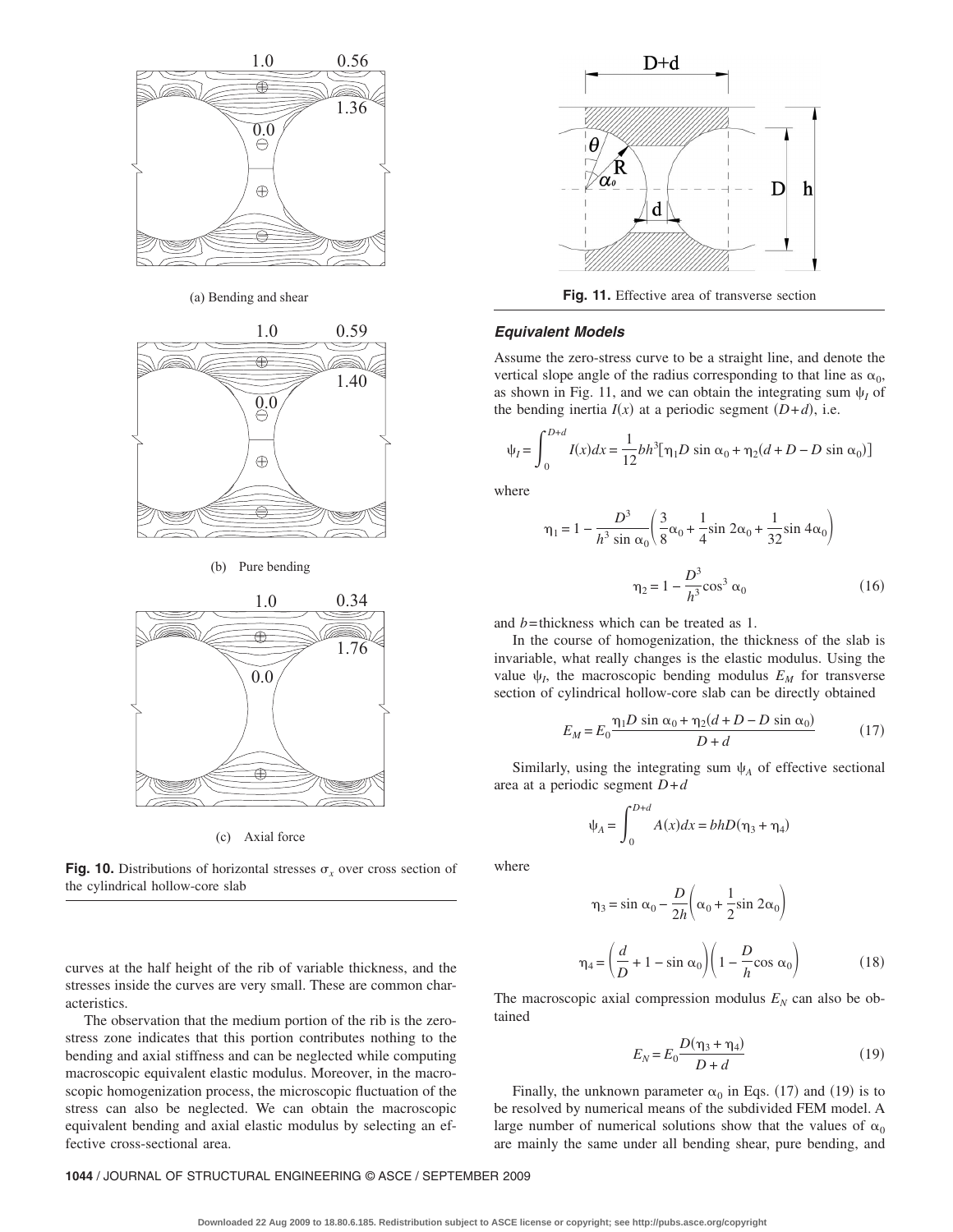(a) Bending and shear

(b) Pure bending

(c) Axial force

**Fig. 10.** Distributions of horizontal stresses $\sigma_x$ over cross section of the cylindrical hollow-core slab

curves at the half height of the rib of variable thickness, and the stresses inside the curves are very small. These are common characteristics.

The observation that the medium portion of the rib is the zero-stress zone indicates that this portion contributes nothing to the bending and axial stiffness and can be neglected while computing macroscopic equivalent elastic modulus. Moreover, in the macroscopic homogenization process, the microscopic fluctuation of the stress can also be neglected. We can obtain the macroscopic equivalent bending and axial elastic modulus by selecting an effective cross-sectional area.

**Fig. 11.** Effective area of transverse section

### *Equivalent Models*

Assume the zero-stress curve to be a straight line, and denote the vertical slope angle of the radius corresponding to that line as $\alpha_0$, as shown in Fig. 11, and we can obtain the integrating sum $\psi_I$ of the bending inertia $I(x)$ at a periodic segment $(D+d)$, i.e.

$$\psi_I = \int_0^{D+d} I(x)dx = \frac{1}{12}bh^3[\eta_1 D \sin \alpha_0 + \eta_2(d + D - D \sin \alpha_0)]$$

where

$$\eta_1 = 1 - \frac{D^3}{h^3 \sin \alpha_0}\left(\frac{3}{8}\alpha_0 + \frac{1}{4}\sin 2\alpha_0 + \frac{1}{32}\sin 4\alpha_0\right)$$

$$\eta_2 = 1 - \frac{D^3}{h^3}\cos^3 \alpha_0 \tag{16}$$

and $b$=thickness which can be treated as 1.

In the course of homogenization, the thickness of the slab is invariable, what really changes is the elastic modulus. Using the value $\psi_I$, the macroscopic bending modulus $E_M$ for transverse section of cylindrical hollow-core slab can be directly obtained

$$E_M = E_0 \frac{\eta_1 D \sin \alpha_0 + \eta_2(d + D - D \sin \alpha_0)}{D + d} \tag{17}$$

Similarly, using the integrating sum $\psi_A$ of effective sectional area at a periodic segment $D+d$

$$\psi_A = \int_0^{D+d} A(x)dx = bhD(\eta_3 + \eta_4)$$

where

$$\eta_3 = \sin \alpha_0 - \frac{D}{2h}\left(\alpha_0 + \frac{1}{2}\sin 2\alpha_0\right)$$

$$\eta_4 = \left(\frac{d}{D} + 1 - \sin \alpha_0\right)\left(1 - \frac{D}{h}\cos \alpha_0\right) \tag{18}$$

The macroscopic axial compression modulus $E_N$ can also be obtained

$$E_N = E_0 \frac{D(\eta_3 + \eta_4)}{D + d} \tag{19}$$

Finally, the unknown parameter $\alpha_0$ in Eqs. (17) and (19) is to be resolved by numerical means of the subdivided FEM model. A large number of numerical solutions show that the values of $\alpha_0$ are mainly the same under all bending shear, pure bending, and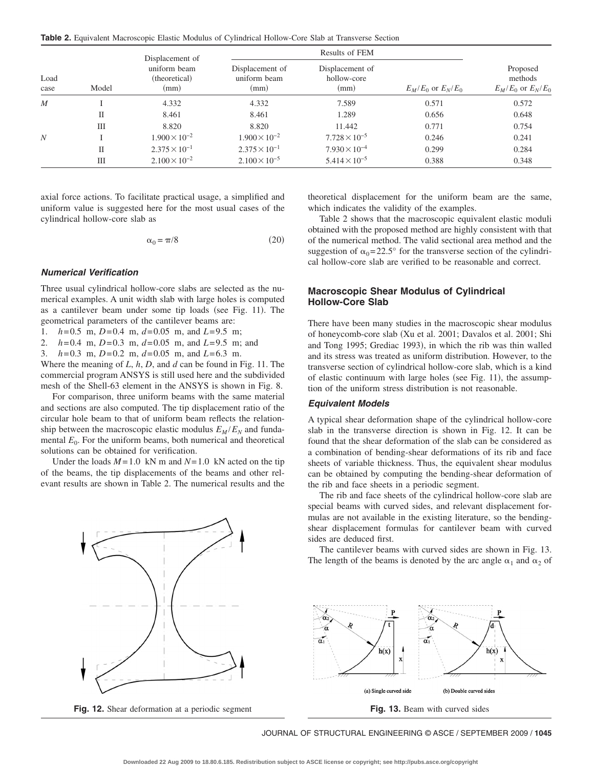**Table 2.** Equivalent Macroscopic Elastic Modulus of Cylindrical Hollow-Core Slab at Transverse Section

| Load case | Model | Displacement of uniform beam (theoretical) (mm) | Results of FEM | | | Proposed methods $E_M/E_0$ or $E_N/E_0$ |
|---|---|---|---|---|---|---|
| | | | Displacement of uniform beam (mm) | Displacement of hollow-core (mm) | $E_M/E_0$ or $E_N/E_0$ | |
| $M$ | I | 4.332 | 4.332 | 7.589 | 0.571 | 0.572 |
| | II | 8.461 | 8.461 | 1.289 | 0.656 | 0.648 |
| | III | 8.820 | 8.820 | 11.442 | 0.771 | 0.754 |
| $N$ | I | $1.900 \times 10^{-2}$ | $1.900 \times 10^{-2}$ | $7.728 \times 10^{-5}$ | 0.246 | 0.241 |
| | II | $2.375 \times 10^{-1}$ | $2.375 \times 10^{-1}$ | $7.930 \times 10^{-4}$ | 0.299 | 0.284 |
| | III | $2.100 \times 10^{-2}$ | $2.100 \times 10^{-5}$ | $5.414 \times 10^{-5}$ | 0.388 | 0.348 |

axial force actions. To facilitate practical usage, a simplified and uniform value is suggested here for the most usual cases of the cylindrical hollow-core slab as

$$\alpha_0 = \pi/8 \tag{20}$$

### *Numerical Verification*

Three usual cylindrical hollow-core slabs are selected as the numerical examples. A unit width slab with large holes is computed as a cantilever beam under some tip loads (see Fig. 11). The geometrical parameters of the cantilever beams are:

1. $h=0.5$ m, $D=0.4$ m, $d=0.05$ m, and $L=9.5$ m;
2. $h=0.4$ m, $D=0.3$ m, $d=0.05$ m, and $L=9.5$ m; and
3. $h=0.3$ m, $D=0.2$ m, $d=0.05$ m, and $L=6.3$ m.

Where the meaning of $L$, $h$, $D$, and $d$ can be found in Fig. 11. The commercial program ANSYS is still used here and the subdivided mesh of the Shell-63 element in the ANSYS is shown in Fig. 8.

For comparison, three uniform beams with the same material and sections are also computed. The tip displacement ratio of the circular hole beam to that of uniform beam reflects the relationship between the macroscopic elastic modulus $E_M/E_N$ and fundamental $E_0$. For the uniform beams, both numerical and theoretical solutions can be obtained for verification.

Under the loads $M=1.0$ kN m and $N=1.0$ kN acted on the tip of the beams, the tip displacements of the beams and other relevant results are shown in Table 2. The numerical results and the theoretical displacement for the uniform beam are the same, which indicates the validity of the examples.

Table 2 shows that the macroscopic equivalent elastic moduli obtained with the proposed method are highly consistent with that of the numerical method. The valid sectional area method and the suggestion of $\alpha_0 = 22.5°$ for the transverse section of the cylindrical hollow-core slab are verified to be reasonable and correct.

## Macroscopic Shear Modulus of Cylindrical Hollow-Core Slab

There have been many studies in the macroscopic shear modulus of honeycomb-core slab (Xu et al. 2001; Davalos et al. 2001; Shi and Tong 1995; Grediac 1993), in which the rib was thin walled and its stress was treated as uniform distribution. However, to the transverse section of cylindrical hollow-core slab, which is a kind of elastic continuum with large holes (see Fig. 11), the assumption of the uniform stress distribution is not reasonable.

### *Equivalent Models*

A typical shear deformation shape of the cylindrical hollow-core slab in the transverse direction is shown in Fig. 12. It can be found that the shear deformation of the slab can be considered as a combination of bending-shear deformations of its rib and face sheets of variable thickness. Thus, the equivalent shear modulus can be obtained by computing the bending-shear deformation of the rib and face sheets in a periodic segment.

The rib and face sheets of the cylindrical hollow-core slab are special beams with curved sides, and relevant displacement formulas are not available in the existing literature, so the bending-shear displacement formulas for cantilever beam with curved sides are deduced first.

The cantilever beams with curved sides are shown in Fig. 13. The length of the beams is denoted by the arc angle $\alpha_1$ and $\alpha_2$ of

**Fig. 12.** Shear deformation at a periodic segment

(a) Single curved side (b) Double curved sides

**Fig. 13.** Beam with curved sides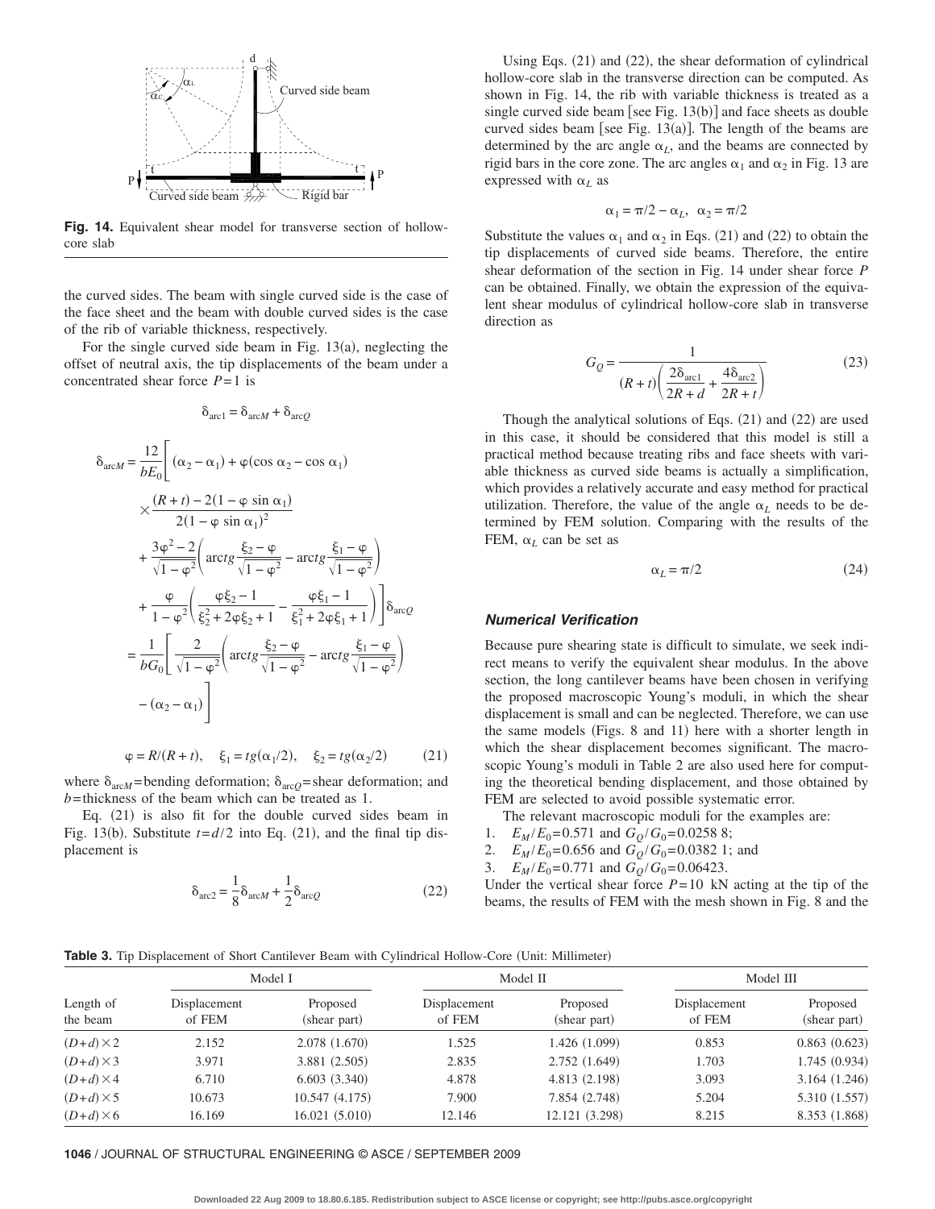**Fig. 14.** Equivalent shear model for transverse section of hollow-core slab

the curved sides. The beam with single curved side is the case of the face sheet and the beam with double curved sides is the case of the rib of variable thickness, respectively.

For the single curved side beam in Fig. 13(a), neglecting the offset of neutral axis, the tip displacements of the beam under a concentrated shear force $P=1$ is

$$\delta_{\text{arc1}} = \delta_{\text{arc}M} + \delta_{\text{arc}Q}$$

$$\begin{aligned}
\delta_{\text{arc}M} &= \frac{12}{bE_0}\Bigg[(\alpha_2-\alpha_1)+\varphi(\cos\alpha_2-\cos\alpha_1) \\
&\quad\times\frac{(R+t)-2(1-\varphi\sin\alpha_1)}{2(1-\varphi\sin\alpha_1)^2} \\
&\quad+\frac{3\varphi^2-2}{\sqrt{1-\varphi^2}}\left(\text{arc}tg\frac{\xi_2-\varphi}{\sqrt{1-\varphi^2}}-\text{arc}tg\frac{\xi_1-\varphi}{\sqrt{1-\varphi^2}}\right) \\
&\quad+\frac{\varphi}{1-\varphi^2}\left(\frac{\varphi\xi_2-1}{\xi_2^2+2\varphi\xi_2+1}-\frac{\varphi\xi_1-1}{\xi_1^2+2\varphi\xi_1+1}\right)\Bigg]\delta_{\text{arc}Q} \\
&= \frac{1}{bG_0}\Bigg[\frac{2}{\sqrt{1-\varphi^2}}\left(\text{arc}tg\frac{\xi_2-\varphi}{\sqrt{1-\varphi^2}}-\text{arc}tg\frac{\xi_1-\varphi}{\sqrt{1-\varphi^2}}\right) \\
&\quad-(\alpha_2-\alpha_1)\Bigg]
\end{aligned}$$

$$\varphi = R/(R+t), \quad \xi_1 = tg(\alpha_1/2), \quad \xi_2 = tg(\alpha_2/2) \tag{21}$$

where $\delta_{\text{arc}M}$=bending deformation; $\delta_{\text{arc}Q}$=shear deformation; and $b$=thickness of the beam which can be treated as 1.

Eq. (21) is also fit for the double curved sides beam in Fig. 13(b). Substitute $t=d/2$ into Eq. (21), and the final tip displacement is

$$\delta_{\text{arc2}} = \frac{1}{8}\delta_{\text{arc}M} + \frac{1}{2}\delta_{\text{arc}Q} \tag{22}$$

Using Eqs. (21) and (22), the shear deformation of cylindrical hollow-core slab in the transverse direction can be computed. As shown in Fig. 14, the rib with variable thickness is treated as a single curved side beam [see Fig. 13(b)] and face sheets as double curved sides beam [see Fig. 13(a)]. The length of the beams are determined by the arc angle $\alpha_L$, and the beams are connected by rigid bars in the core zone. The arc angles $\alpha_1$ and $\alpha_2$ in Fig. 13 are expressed with $\alpha_L$ as

$$\alpha_1 = \pi/2 - \alpha_L, \quad \alpha_2 = \pi/2$$

Substitute the values $\alpha_1$ and $\alpha_2$ in Eqs. (21) and (22) to obtain the tip displacements of curved side beams. Therefore, the entire shear deformation of the section in Fig. 14 under shear force $P$ can be obtained. Finally, we obtain the expression of the equivalent shear modulus of cylindrical hollow-core slab in transverse direction as

$$G_Q = \frac{1}{(R+t)\left(\dfrac{2\delta_{\text{arc1}}}{2R+d}+\dfrac{4\delta_{\text{arc2}}}{2R+t}\right)} \tag{23}$$

Though the analytical solutions of Eqs. (21) and (22) are used in this case, it should be considered that this model is still a practical method because treating ribs and face sheets with variable thickness as curved side beams is actually a simplification, which provides a relatively accurate and easy method for practical utilization. Therefore, the value of the angle $\alpha_L$ needs to be determined by FEM solution. Comparing with the results of the FEM, $\alpha_L$ can be set as

$$\alpha_L = \pi/2 \tag{24}$$

### *Numerical Verification*

Because pure shearing state is difficult to simulate, we seek indirect means to verify the equivalent shear modulus. In the above section, the long cantilever beams have been chosen in verifying the proposed macroscopic Young's moduli, in which the shear displacement is small and can be neglected. Therefore, we can use the same models (Figs. 8 and 11) here with a shorter length in which the shear displacement becomes significant. The macroscopic Young's moduli in Table 2 are also used here for computing the theoretical bending displacement, and those obtained by FEM are selected to avoid possible systematic error.

The relevant macroscopic moduli for the examples are:

1. $E_M/E_0=0.571$ and $G_Q/G_0=0.0258\,8$;
2. $E_M/E_0=0.656$ and $G_Q/G_0=0.0382\,1$; and
3. $E_M/E_0=0.771$ and $G_Q/G_0=0.06423$.

Under the vertical shear force $P=10$ kN acting at the tip of the beams, the results of FEM with the mesh shown in Fig. 8 and the

**Table 3.** Tip Displacement of Short Cantilever Beam with Cylindrical Hollow-Core (Unit: Millimeter)

| Length of the beam | Model I | | Model II | | Model III | |
|---|---|---|---|---|---|---|
| | Displacement of FEM | Proposed (shear part) | Displacement of FEM | Proposed (shear part) | Displacement of FEM | Proposed (shear part) |
| $(D+d)\times 2$ | 2.152 | 2.078 (1.670) | 1.525 | 1.426 (1.099) | 0.853 | 0.863 (0.623) |
| $(D+d)\times 3$ | 3.971 | 3.881 (2.505) | 2.835 | 2.752 (1.649) | 1.703 | 1.745 (0.934) |
| $(D+d)\times 4$ | 6.710 | 6.603 (3.340) | 4.878 | 4.813 (2.198) | 3.093 | 3.164 (1.246) |
| $(D+d)\times 5$ | 10.673 | 10.547 (4.175) | 7.900 | 7.854 (2.748) | 5.204 | 5.310 (1.557) |
| $(D+d)\times 6$ | 16.169 | 16.021 (5.010) | 12.146 | 12.121 (3.298) | 8.215 | 8.353 (1.868) |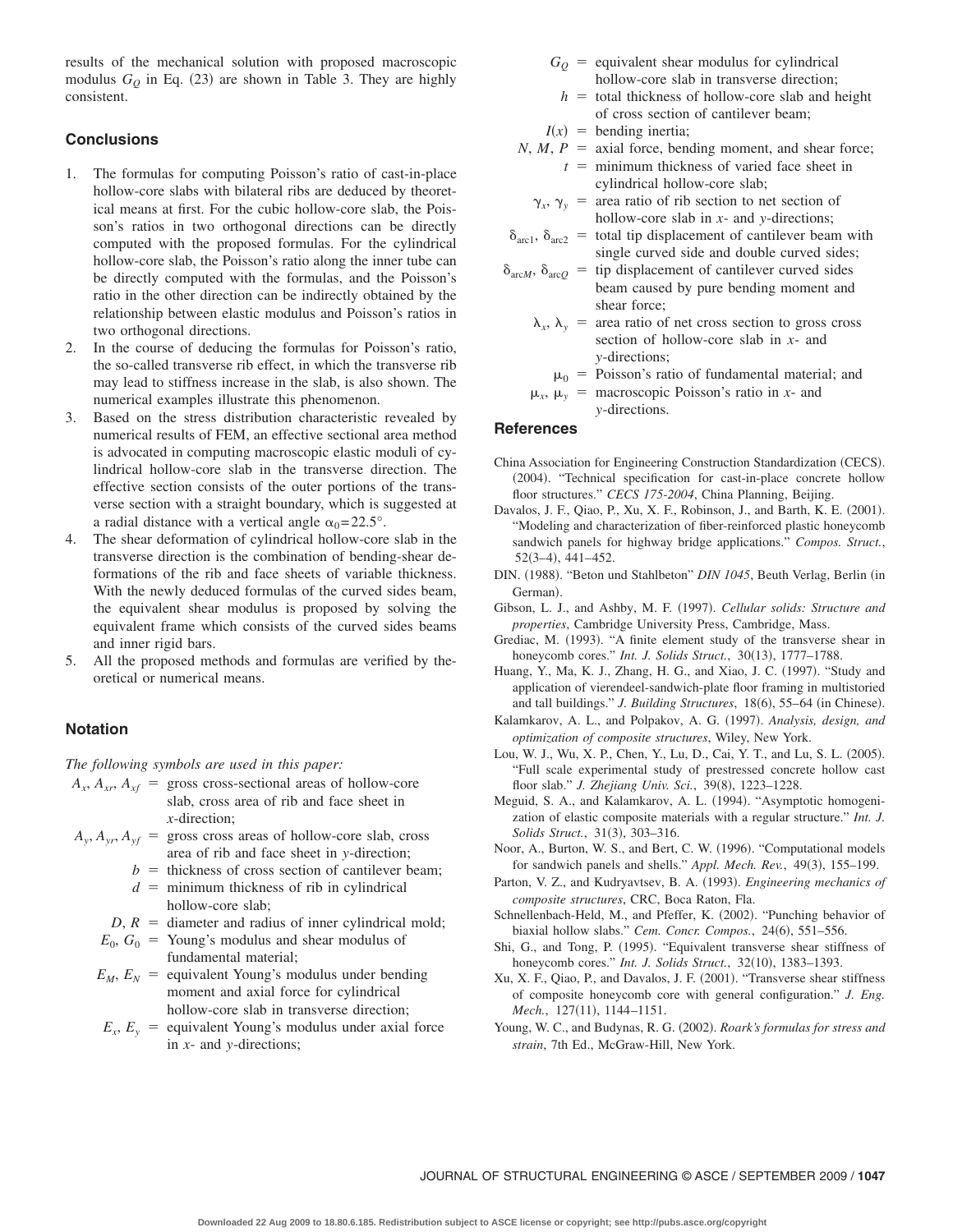results of the mechanical solution with proposed macroscopic modulus $G_Q$ in Eq. (23) are shown in Table 3. They are highly consistent.

## Conclusions

1. The formulas for computing Poisson's ratio of cast-in-place hollow-core slabs with bilateral ribs are deduced by theoretical means at first. For the cubic hollow-core slab, the Poisson's ratios in two orthogonal directions can be directly computed with the proposed formulas. For the cylindrical hollow-core slab, the Poisson's ratio along the inner tube can be directly computed with the formulas, and the Poisson's ratio in the other direction can be indirectly obtained by the relationship between elastic modulus and Poisson's ratios in two orthogonal directions.
2. In the course of deducing the formulas for Poisson's ratio, the so-called transverse rib effect, in which the transverse rib may lead to stiffness increase in the slab, is also shown. The numerical examples illustrate this phenomenon.
3. Based on the stress distribution characteristic revealed by numerical results of FEM, an effective sectional area method is advocated in computing macroscopic elastic moduli of cylindrical hollow-core slab in the transverse direction. The effective section consists of the outer portions of the transverse section with a straight boundary, which is suggested at a radial distance with a vertical angle $\alpha_0 = 22.5°$.
4. The shear deformation of cylindrical hollow-core slab in the transverse direction is the combination of bending-shear deformations of the rib and face sheets of variable thickness. With the newly deduced formulas of the curved sides beam, the equivalent shear modulus is proposed by solving the equivalent frame which consists of the curved sides beams and inner rigid bars.
5. All the proposed methods and formulas are verified by theoretical or numerical means.

## Notation

*The following symbols are used in this paper:*

- $A_x, A_{xr}, A_{xf}$ = gross cross-sectional areas of hollow-core slab, cross area of rib and face sheet in $x$-direction;
- $A_y, A_{yr}, A_{yf}$ = gross cross areas of hollow-core slab, cross area of rib and face sheet in $y$-direction;
- $b$ = thickness of cross section of cantilever beam;
- $d$ = minimum thickness of rib in cylindrical hollow-core slab;
- $D, R$ = diameter and radius of inner cylindrical mold;
- $E_0, G_0$ = Young's modulus and shear modulus of fundamental material;
- $E_M, E_N$ = equivalent Young's modulus under bending moment and axial force for cylindrical hollow-core slab in transverse direction;
- $E_x, E_y$ = equivalent Young's modulus under axial force in $x$- and $y$-directions;
- $G_Q$ = equivalent shear modulus for cylindrical hollow-core slab in transverse direction;
- $h$ = total thickness of hollow-core slab and height of cross section of cantilever beam;
- $I(x)$ = bending inertia;
- $N, M, P$ = axial force, bending moment, and shear force;
- $t$ = minimum thickness of varied face sheet in cylindrical hollow-core slab;
- $\gamma_x, \gamma_y$ = area ratio of rib section to net section of hollow-core slab in $x$- and $y$-directions;
- $\delta_{\text{arc1}}, \delta_{\text{arc2}}$ = total tip displacement of cantilever beam with single curved side and double curved sides;
- $\delta_{\text{arc}M}, \delta_{\text{arc}Q}$ = tip displacement of cantilever curved sides beam caused by pure bending moment and shear force;
- $\lambda_x, \lambda_y$ = area ratio of net cross section to gross cross section of hollow-core slab in $x$- and $y$-directions;
- $\mu_0$ = Poisson's ratio of fundamental material; and
- $\mu_x, \mu_y$ = macroscopic Poisson's ratio in $x$- and $y$-directions.

## References

China Association for Engineering Construction Standardization (CECS). (2004). "Technical specification for cast-in-place concrete hollow floor structures." *CECS 175-2004*, China Planning, Beijing.

Davalos, J. F., Qiao, P., Xu, X. F., Robinson, J., and Barth, K. E. (2001). "Modeling and characterization of fiber-reinforced plastic honeycomb sandwich panels for highway bridge applications." *Compos. Struct.*, 52(3–4), 441–452.

DIN. (1988). "Beton und Stahlbeton" *DIN 1045*, Beuth Verlag, Berlin (in German).

Gibson, L. J., and Ashby, M. F. (1997). *Cellular solids: Structure and properties*, Cambridge University Press, Cambridge, Mass.

Grediac, M. (1993). "A finite element study of the transverse shear in honeycomb cores." *Int. J. Solids Struct.*, 30(13), 1777–1788.

Huang, Y., Ma, K. J., Zhang, H. G., and Xiao, J. C. (1997). "Study and application of vierendeel-sandwich-plate floor framing in multistoried and tall buildings." *J. Building Structures*, 18(6), 55–64 (in Chinese).

Kalamkarov, A. L., and Polpakov, A. G. (1997). *Analysis, design, and optimization of composite structures*, Wiley, New York.

Lou, W. J., Wu, X. P., Chen, Y., Lu, D., Cai, Y. T., and Lu, S. L. (2005). "Full scale experimental study of prestressed concrete hollow cast floor slab." *J. Zhejiang Univ. Sci.*, 39(8), 1223–1228.

Meguid, S. A., and Kalamkarov, A. L. (1994). "Asymptotic homogenization of elastic composite materials with a regular structure." *Int. J. Solids Struct.*, 31(3), 303–316.

Noor, A., Burton, W. S., and Bert, C. W. (1996). "Computational models for sandwich panels and shells." *Appl. Mech. Rev.*, 49(3), 155–199.

Parton, V. Z., and Kudryavtsev, B. A. (1993). *Engineering mechanics of composite structures*, CRC, Boca Raton, Fla.

Schnellenbach-Held, M., and Pfeffer, K. (2002). "Punching behavior of biaxial hollow slabs." *Cem. Concr. Compos.*, 24(6), 551–556.

Shi, G., and Tong, P. (1995). "Equivalent transverse shear stiffness of honeycomb cores." *Int. J. Solids Struct.*, 32(10), 1383–1393.

Xu, X. F., Qiao, P., and Davalos, J. F. (2001). "Transverse shear stiffness of composite honeycomb core with general configuration." *J. Eng. Mech.*, 127(11), 1144–1151.

Young, W. C., and Budynas, R. G. (2002). *Roark's formulas for stress and strain*, 7th Ed., McGraw-Hill, New York.